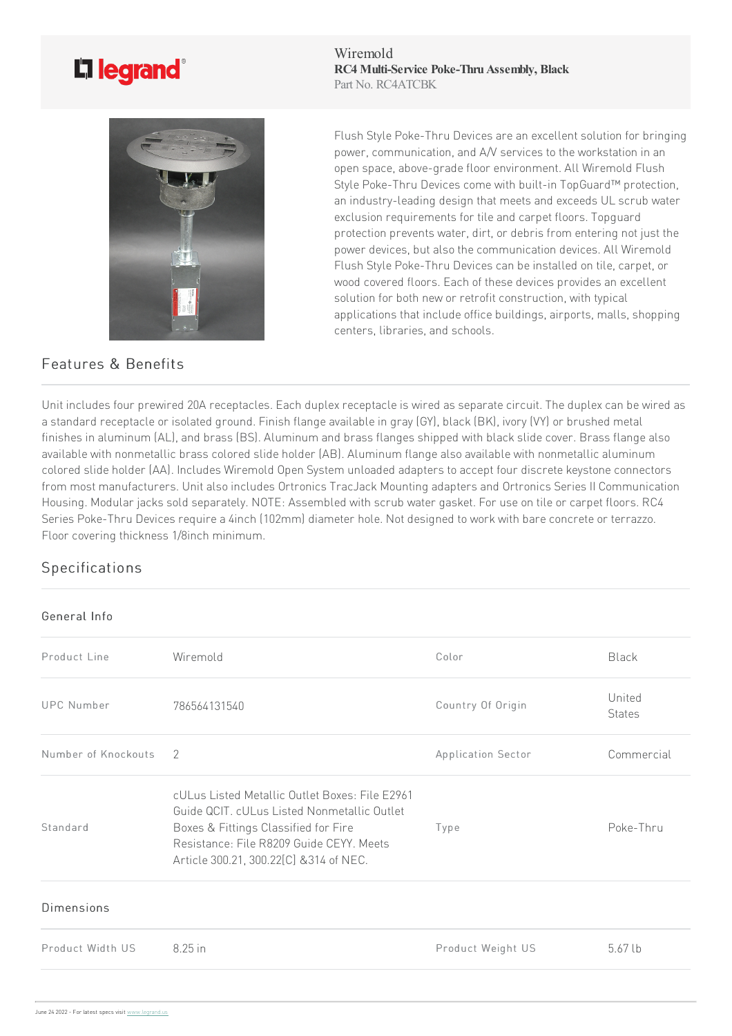Wiremold
**RC4 Multi-Service Poke-Thru Assembly, Black**
Part No. RC4ATCBK

Flush Style Poke-Thru Devices are an excellent solution for bringing power, communication, and A/V services to the workstation in an open space, above-grade floor environment. All Wiremold Flush Style Poke-Thru Devices come with built-in TopGuard™ protection, an industry-leading design that meets and exceeds UL scrub water exclusion requirements for tile and carpet floors. Topguard protection prevents water, dirt, or debris from entering not just the power devices, but also the communication devices. All Wiremold Flush Style Poke-Thru Devices can be installed on tile, carpet, or wood covered floors. Each of these devices provides an excellent solution for both new or retrofit construction, with typical applications that include office buildings, airports, malls, shopping centers, libraries, and schools.

## Features & Benefits

Unit includes four prewired 20A receptacles. Each duplex receptacle is wired as separate circuit. The duplex can be wired as a standard receptacle or isolated ground. Finish flange available in gray (GY), black (BK), ivory (VY) or brushed metal finishes in aluminum (AL), and brass (BS). Aluminum and brass flanges shipped with black slide cover. Brass flange also available with nonmetallic brass colored slide holder (AB). Aluminum flange also available with nonmetallic aluminum colored slide holder (AA). Includes Wiremold Open System unloaded adapters to accept four discrete keystone connectors from most manufacturers. Unit also includes Ortronics TracJack Mounting adapters and Ortronics Series II Communication Housing. Modular jacks sold separately. NOTE: Assembled with scrub water gasket. For use on tile or carpet floors. RC4 Series Poke-Thru Devices require a 4inch (102mm) diameter hole. Not designed to work with bare concrete or terrazzo. Floor covering thickness 1/8inch minimum.

## Specifications

### General Info

| | | | |
|---|---|---|---|
| Product Line | Wiremold | Color | Black |
| UPC Number | 786564131540 | Country Of Origin | United States |
| Number of Knockouts | 2 | Application Sector | Commercial |
| Standard | cULus Listed Metallic Outlet Boxes: File E2961 Guide QCIT. cULus Listed Nonmetallic Outlet Boxes & Fittings Classified for Fire Resistance: File R8209 Guide CEYY. Meets Article 300.21, 300.22[C] &314 of NEC. | Type | Poke-Thru |

### Dimensions

| | | | |
|---|---|---|---|
| Product Width US | 8.25 in | Product Weight US | 5.67 lb |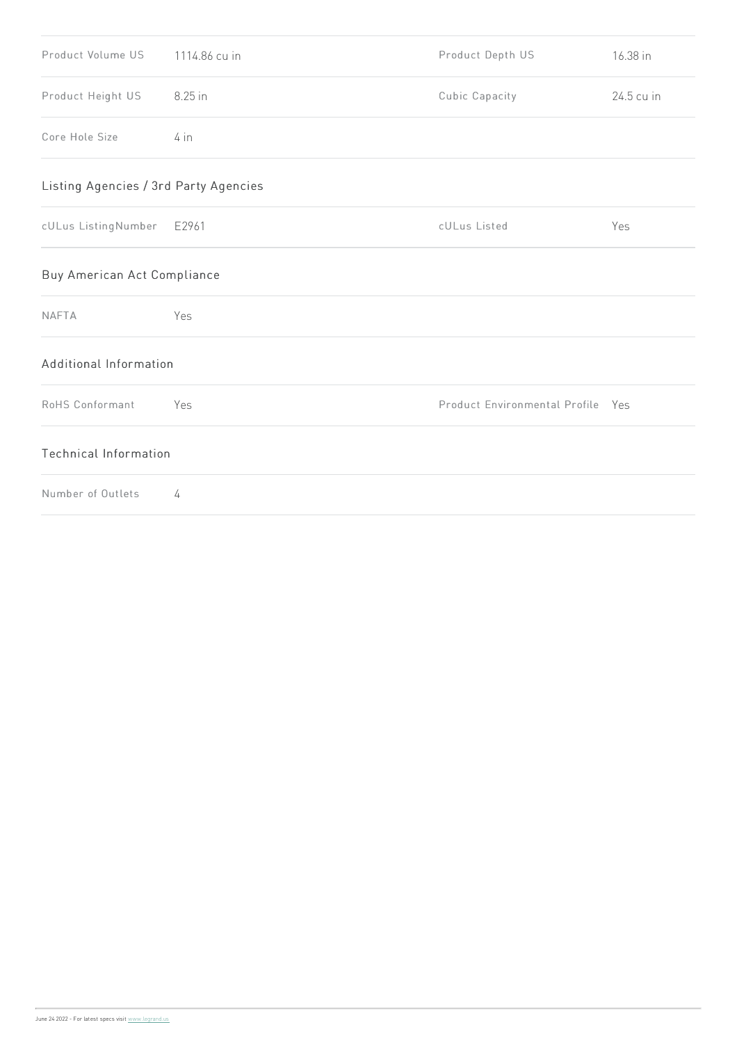| | | | |
|---|---|---|---|
| Product Volume US | 1114.86 cu in | Product Depth US | 16.38 in |
| Product Height US | 8.25 in | Cubic Capacity | 24.5 cu in |
| Core Hole Size | 4 in | | |

## Listing Agencies / 3rd Party Agencies

| | | | |
|---|---|---|---|
| cULus ListingNumber | E2961 | cULus Listed | Yes |

## Buy American Act Compliance

| | |
|---|---|
| NAFTA | Yes |

## Additional Information

| | | | |
|---|---|---|---|
| RoHS Conformant | Yes | Product Environmental Profile | Yes |

## Technical Information

| | |
|---|---|
| Number of Outlets | 4 |

June 24 2022 - For latest specs visit www.legrand.us